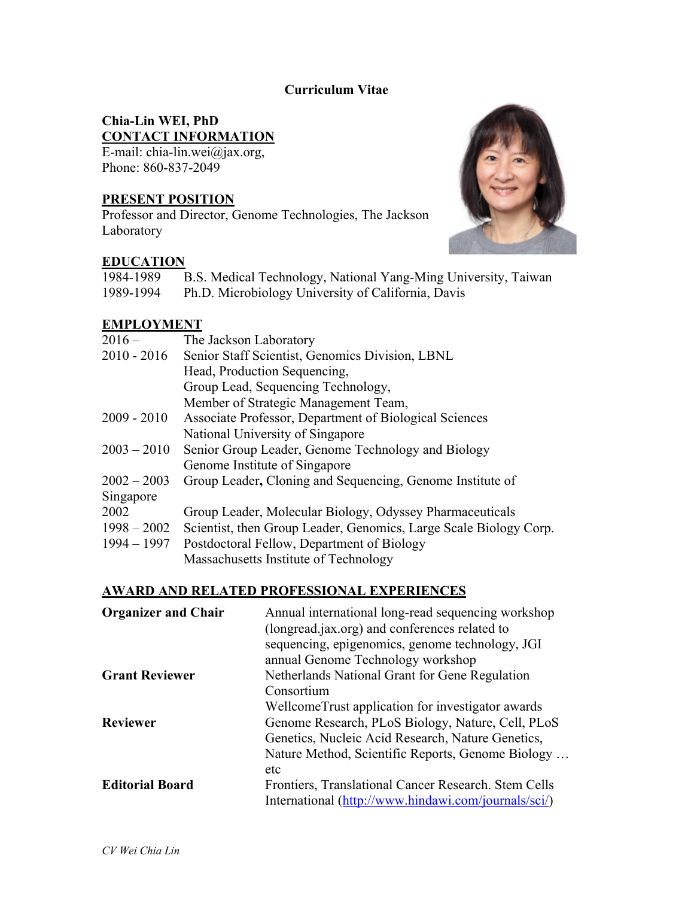**Curriculum Vitae**

**Chia-Lin WEI, PhD**

**CONTACT INFORMATION**

E-mail: chia-lin.wei@jax.org,
Phone: 860-837-2049

**PRESENT POSITION**

Professor and Director, Genome Technologies, The Jackson Laboratory

**EDUCATION**

| | |
|---|---|
| 1984-1989 | B.S. Medical Technology, National Yang-Ming University, Taiwan |
| 1989-1994 | Ph.D. Microbiology University of California, Davis |

**EMPLOYMENT**

| | |
|---|---|
| 2016 – | The Jackson Laboratory |
| 2010 - 2016 | Senior Staff Scientist, Genomics Division, LBNL<br>Head, Production Sequencing,<br>Group Lead, Sequencing Technology,<br>Member of Strategic Management Team, |
| 2009 - 2010 | Associate Professor, Department of Biological Sciences<br>National University of Singapore |
| 2003 – 2010 | Senior Group Leader, Genome Technology and Biology<br>Genome Institute of Singapore |
| 2002 – 2003 | Group Leader**,** Cloning and Sequencing, Genome Institute of Singapore |
| 2002 | Group Leader, Molecular Biology, Odyssey Pharmaceuticals |
| 1998 – 2002 | Scientist, then Group Leader, Genomics, Large Scale Biology Corp. |
| 1994 – 1997 | Postdoctoral Fellow, Department of Biology<br>Massachusetts Institute of Technology |

**AWARD AND RELATED PROFESSIONAL EXPERIENCES**

| | |
|---|---|
| **Organizer and Chair** | Annual international long-read sequencing workshop (longread.jax.org) and conferences related to sequencing, epigenomics, genome technology, JGI annual Genome Technology workshop |
| **Grant Reviewer** | Netherlands National Grant for Gene Regulation Consortium<br>WellcomeTrust application for investigator awards |
| **Reviewer** | Genome Research, PLoS Biology, Nature, Cell, PLoS Genetics, Nucleic Acid Research, Nature Genetics, Nature Method, Scientific Reports, Genome Biology … etc |
| **Editorial Board** | Frontiers, Translational Cancer Research. Stem Cells International (http://www.hindawi.com/journals/sci/) |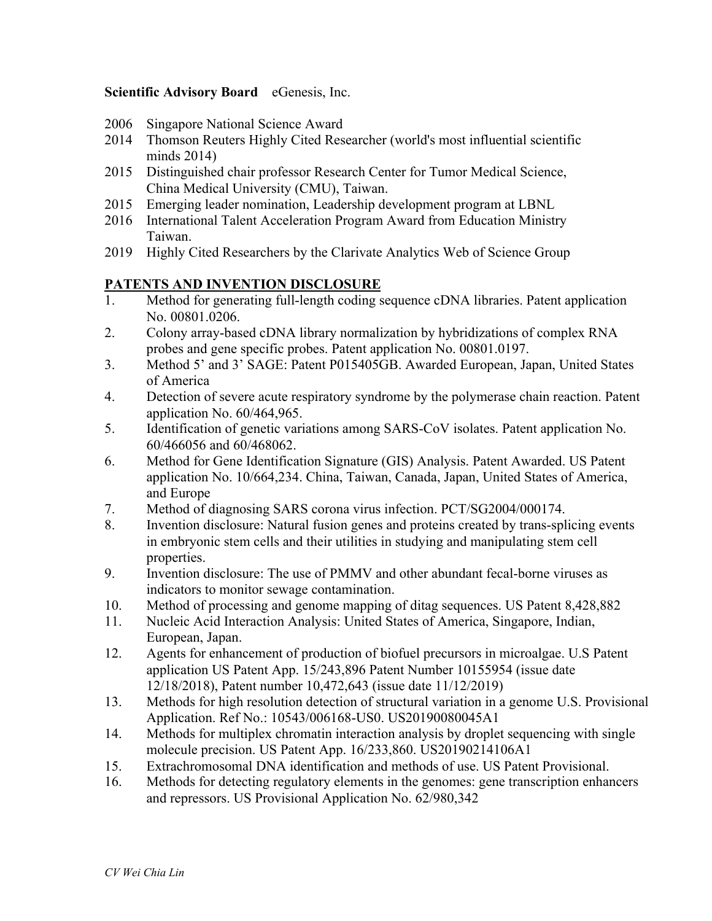**Scientific Advisory Board** eGenesis, Inc.

- 2006 Singapore National Science Award
- 2014 Thomson Reuters Highly Cited Researcher (world's most influential scientific minds 2014)
- 2015 Distinguished chair professor Research Center for Tumor Medical Science, China Medical University (CMU), Taiwan.
- 2015 Emerging leader nomination, Leadership development program at LBNL
- 2016 International Talent Acceleration Program Award from Education Ministry Taiwan.
- 2019 Highly Cited Researchers by the Clarivate Analytics Web of Science Group

## PATENTS AND INVENTION DISCLOSURE

1. Method for generating full-length coding sequence cDNA libraries. Patent application No. 00801.0206.
2. Colony array-based cDNA library normalization by hybridizations of complex RNA probes and gene specific probes. Patent application No. 00801.0197.
3. Method 5' and 3' SAGE: Patent P015405GB. Awarded European, Japan, United States of America
4. Detection of severe acute respiratory syndrome by the polymerase chain reaction. Patent application No. 60/464,965.
5. Identification of genetic variations among SARS-CoV isolates. Patent application No. 60/466056 and 60/468062.
6. Method for Gene Identification Signature (GIS) Analysis. Patent Awarded. US Patent application No. 10/664,234. China, Taiwan, Canada, Japan, United States of America, and Europe
7. Method of diagnosing SARS corona virus infection. PCT/SG2004/000174.
8. Invention disclosure: Natural fusion genes and proteins created by trans-splicing events in embryonic stem cells and their utilities in studying and manipulating stem cell properties.
9. Invention disclosure: The use of PMMV and other abundant fecal-borne viruses as indicators to monitor sewage contamination.
10. Method of processing and genome mapping of ditag sequences. US Patent 8,428,882
11. Nucleic Acid Interaction Analysis: United States of America, Singapore, Indian, European, Japan.
12. Agents for enhancement of production of biofuel precursors in microalgae. U.S Patent application US Patent App. 15/243,896 Patent Number 10155954 (issue date 12/18/2018), Patent number 10,472,643 (issue date 11/12/2019)
13. Methods for high resolution detection of structural variation in a genome U.S. Provisional Application. Ref No.: 10543/006168-US0. US20190080045A1
14. Methods for multiplex chromatin interaction analysis by droplet sequencing with single molecule precision. US Patent App. 16/233,860. US20190214106A1
15. Extrachromosomal DNA identification and methods of use. US Patent Provisional.
16. Methods for detecting regulatory elements in the genomes: gene transcription enhancers and repressors. US Provisional Application No. 62/980,342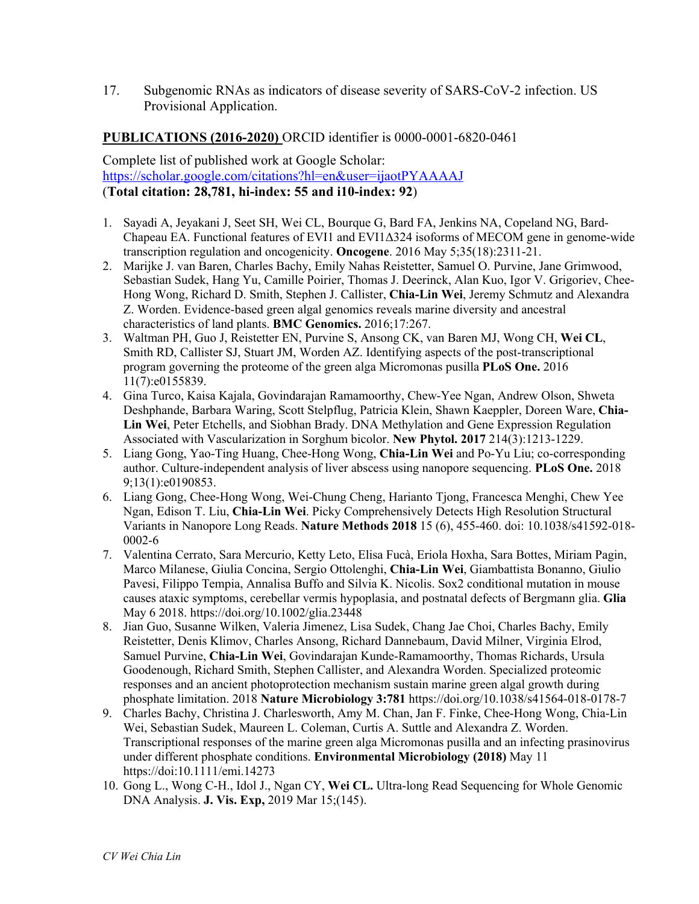17. Subgenomic RNAs as indicators of disease severity of SARS-CoV-2 infection. US Provisional Application.

**PUBLICATIONS (2016-2020)** ORCID identifier is 0000-0001-6820-0461

Complete list of published work at Google Scholar: https://scholar.google.com/citations?hl=en&user=ijaotPYAAAAJ
(**Total citation: 28,781, hi-index: 55 and i10-index: 92**)

1. Sayadi A, Jeyakani J, Seet SH, Wei CL, Bourque G, Bard FA, Jenkins NA, Copeland NG, Bard-Chapeau EA. Functional features of EVI1 and EVI1Δ324 isoforms of MECOM gene in genome-wide transcription regulation and oncogenicity. **Oncogene**. 2016 May 5;35(18):2311-21.
2. Marijke J. van Baren, Charles Bachy, Emily Nahas Reistetter, Samuel O. Purvine, Jane Grimwood, Sebastian Sudek, Hang Yu, Camille Poirier, Thomas J. Deerinck, Alan Kuo, Igor V. Grigoriev, Chee-Hong Wong, Richard D. Smith, Stephen J. Callister, **Chia-Lin Wei**, Jeremy Schmutz and Alexandra Z. Worden. Evidence-based green algal genomics reveals marine diversity and ancestral characteristics of land plants. **BMC Genomics.** 2016;17:267.
3. Waltman PH, Guo J, Reistetter EN, Purvine S, Ansong CK, van Baren MJ, Wong CH, **Wei CL**, Smith RD, Callister SJ, Stuart JM, Worden AZ. Identifying aspects of the post-transcriptional program governing the proteome of the green alga Micromonas pusilla **PLoS One.** 2016 11(7):e0155839.
4. Gina Turco, Kaisa Kajala, Govindarajan Ramamoorthy, Chew-Yee Ngan, Andrew Olson, Shweta Deshphande, Barbara Waring, Scott Stelpflug, Patricia Klein, Shawn Kaeppler, Doreen Ware, **Chia-Lin Wei**, Peter Etchells, and Siobhan Brady. DNA Methylation and Gene Expression Regulation Associated with Vascularization in Sorghum bicolor. **New Phytol. 2017** 214(3):1213-1229.
5. Liang Gong, Yao-Ting Huang, Chee-Hong Wong, **Chia-Lin Wei** and Po-Yu Liu; co-corresponding author. Culture-independent analysis of liver abscess using nanopore sequencing. **PLoS One.** 2018 9;13(1):e0190853.
6. Liang Gong, Chee-Hong Wong, Wei-Chung Cheng, Harianto Tjong, Francesca Menghi, Chew Yee Ngan, Edison T. Liu, **Chia-Lin Wei**. Picky Comprehensively Detects High Resolution Structural Variants in Nanopore Long Reads. **Nature Methods 2018** 15 (6), 455-460. doi: 10.1038/s41592-018-0002-6
7. Valentina Cerrato, Sara Mercurio, Ketty Leto, Elisa Fucà, Eriola Hoxha, Sara Bottes, Miriam Pagin, Marco Milanese, Giulia Concina, Sergio Ottolenghi, **Chia-Lin Wei**, Giambattista Bonanno, Giulio Pavesi, Filippo Tempia, Annalisa Buffo and Silvia K. Nicolis. Sox2 conditional mutation in mouse causes ataxic symptoms, cerebellar vermis hypoplasia, and postnatal defects of Bergmann glia. **Glia** May 6 2018. https://doi.org/10.1002/glia.23448
8. Jian Guo, Susanne Wilken, Valeria Jimenez, Lisa Sudek, Chang Jae Choi, Charles Bachy, Emily Reistetter, Denis Klimov, Charles Ansong, Richard Dannebaum, David Milner, Virginia Elrod, Samuel Purvine, **Chia-Lin Wei**, Govindarajan Kunde-Ramamoorthy, Thomas Richards, Ursula Goodenough, Richard Smith, Stephen Callister, and Alexandra Worden. Specialized proteomic responses and an ancient photoprotection mechanism sustain marine green algal growth during phosphate limitation. 2018 **Nature Microbiology 3:781** https://doi.org/10.1038/s41564-018-0178-7
9. Charles Bachy, Christina J. Charlesworth, Amy M. Chan, Jan F. Finke, Chee-Hong Wong, Chia-Lin Wei, Sebastian Sudek, Maureen L. Coleman, Curtis A. Suttle and Alexandra Z. Worden. Transcriptional responses of the marine green alga Micromonas pusilla and an infecting prasinovirus under different phosphate conditions. **Environmental Microbiology (2018)** May 11 https://doi:10.1111/emi.14273
10. Gong L., Wong C-H., Idol J., Ngan CY, **Wei CL.** Ultra-long Read Sequencing for Whole Genomic DNA Analysis. **J. Vis. Exp,** 2019 Mar 15;(145).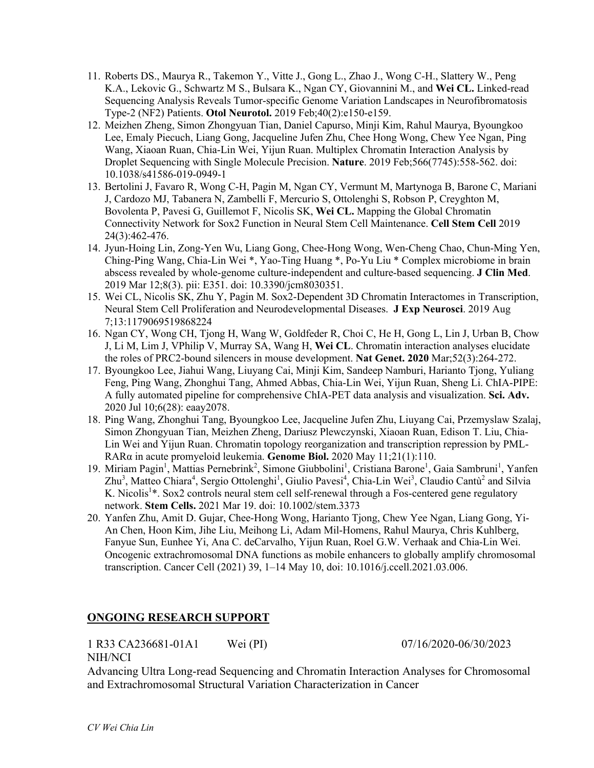11. Roberts DS., Maurya R., Takemon Y., Vitte J., Gong L., Zhao J., Wong C-H., Slattery W., Peng K.A., Lekovic G., Schwartz M S., Bulsara K., Ngan CY, Giovannini M., and **Wei CL.** Linked-read Sequencing Analysis Reveals Tumor-specific Genome Variation Landscapes in Neurofibromatosis Type-2 (NF2) Patients. **Otol Neurotol.** 2019 Feb;40(2):e150-e159.
12. Meizhen Zheng, Simon Zhongyuan Tian, Daniel Capurso, Minji Kim, Rahul Maurya, Byoungkoo Lee, Emaly Piecuch, Liang Gong, Jacqueline Jufen Zhu, Chee Hong Wong, Chew Yee Ngan, Ping Wang, Xiaoan Ruan, Chia-Lin Wei, Yijun Ruan. Multiplex Chromatin Interaction Analysis by Droplet Sequencing with Single Molecule Precision. **Nature**. 2019 Feb;566(7745):558-562. doi: 10.1038/s41586-019-0949-1
13. Bertolini J, Favaro R, Wong C-H, Pagin M, Ngan CY, Vermunt M, Martynoga B, Barone C, Mariani J, Cardozo MJ, Tabanera N, Zambelli F, Mercurio S, Ottolenghi S, Robson P, Creyghton M, Bovolenta P, Pavesi G, Guillemot F, Nicolis SK, **Wei CL.** Mapping the Global Chromatin Connectivity Network for Sox2 Function in Neural Stem Cell Maintenance. **Cell Stem Cell** 2019 24(3):462-476.
14. Jyun-Hoing Lin, Zong-Yen Wu, Liang Gong, Chee-Hong Wong, Wen-Cheng Chao, Chun-Ming Yen, Ching-Ping Wang, Chia-Lin Wei *, Yao-Ting Huang *, Po-Yu Liu * Complex microbiome in brain abscess revealed by whole-genome culture-independent and culture-based sequencing. **J Clin Med**. 2019 Mar 12;8(3). pii: E351. doi: 10.3390/jcm8030351.
15. Wei CL, Nicolis SK, Zhu Y, Pagin M. Sox2-Dependent 3D Chromatin Interactomes in Transcription, Neural Stem Cell Proliferation and Neurodevelopmental Diseases. **J Exp Neurosci**. 2019 Aug 7;13:1179069519868224
16. Ngan CY, Wong CH, Tjong H, Wang W, Goldfeder R, Choi C, He H, Gong L, Lin J, Urban B, Chow J, Li M, Lim J, VPhilip V, Murray SA, Wang H, **Wei CL**. Chromatin interaction analyses elucidate the roles of PRC2-bound silencers in mouse development. **Nat Genet. 2020** Mar;52(3):264-272.
17. Byoungkoo Lee, Jiahui Wang, Liuyang Cai, Minji Kim, Sandeep Namburi, Harianto Tjong, Yuliang Feng, Ping Wang, Zhonghui Tang, Ahmed Abbas, Chia-Lin Wei, Yijun Ruan, Sheng Li. ChIA-PIPE: A fully automated pipeline for comprehensive ChIA-PET data analysis and visualization. **Sci. Adv.** 2020 Jul 10;6(28): eaay2078.
18. Ping Wang, Zhonghui Tang, Byoungkoo Lee, Jacqueline Jufen Zhu, Liuyang Cai, Przemyslaw Szalaj, Simon Zhongyuan Tian, Meizhen Zheng, Dariusz Plewczynski, Xiaoan Ruan, Edison T. Liu, Chia-Lin Wei and Yijun Ruan. Chromatin topology reorganization and transcription repression by PML-RARα in acute promyeloid leukemia. **Genome Biol.** 2020 May 11;21(1):110.
19. Miriam Pagin[1], Mattias Pernebrink[2], Simone Giubbolini[1], Cristiana Barone[1], Gaia Sambruni[1], Yanfen Zhu[3], Matteo Chiara[4], Sergio Ottolenghi[1], Giulio Pavesi[4], Chia-Lin Wei[3], Claudio Cantù[2] and Silvia K. Nicolis[1]*. Sox2 controls neural stem cell self-renewal through a Fos-centered gene regulatory network. **Stem Cells.** 2021 Mar 19. doi: 10.1002/stem.3373
20. Yanfen Zhu, Amit D. Gujar, Chee-Hong Wong, Harianto Tjong, Chew Yee Ngan, Liang Gong, Yi-An Chen, Hoon Kim, Jihe Liu, Meihong Li, Adam Mil-Homens, Rahul Maurya, Chris Kuhlberg, Fanyue Sun, Eunhee Yi, Ana C. deCarvalho, Yijun Ruan, Roel G.W. Verhaak and Chia-Lin Wei. Oncogenic extrachromosomal DNA functions as mobile enhancers to globally amplify chromosomal transcription. Cancer Cell (2021) 39, 1–14 May 10, doi: 10.1016/j.ccell.2021.03.006.

## ONGOING RESEARCH SUPPORT

1 R33 CA236681-01A1 Wei (PI) 07/16/2020-06/30/2023
NIH/NCI
Advancing Ultra Long-read Sequencing and Chromatin Interaction Analyses for Chromosomal and Extrachromosomal Structural Variation Characterization in Cancer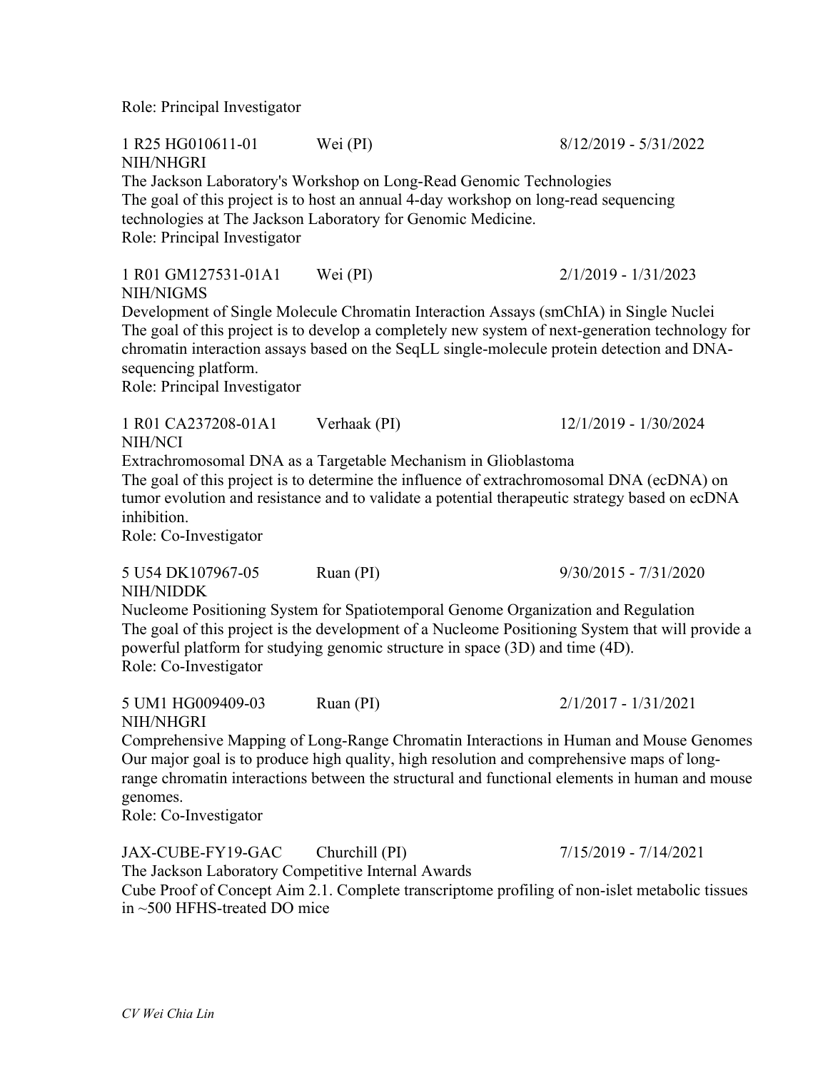Role: Principal Investigator

1 R25 HG010611-01 Wei (PI) 8/12/2019 - 5/31/2022
NIH/NHGRI
The Jackson Laboratory's Workshop on Long-Read Genomic Technologies
The goal of this project is to host an annual 4-day workshop on long-read sequencing technologies at The Jackson Laboratory for Genomic Medicine.
Role: Principal Investigator

1 R01 GM127531-01A1 Wei (PI) 2/1/2019 - 1/31/2023
NIH/NIGMS
Development of Single Molecule Chromatin Interaction Assays (smChIA) in Single Nuclei
The goal of this project is to develop a completely new system of next-generation technology for chromatin interaction assays based on the SeqLL single-molecule protein detection and DNA-sequencing platform.
Role: Principal Investigator

1 R01 CA237208-01A1 Verhaak (PI) 12/1/2019 - 1/30/2024
NIH/NCI
Extrachromosomal DNA as a Targetable Mechanism in Glioblastoma
The goal of this project is to determine the influence of extrachromosomal DNA (ecDNA) on tumor evolution and resistance and to validate a potential therapeutic strategy based on ecDNA inhibition.
Role: Co-Investigator

5 U54 DK107967-05 Ruan (PI) 9/30/2015 - 7/31/2020
NIH/NIDDK
Nucleome Positioning System for Spatiotemporal Genome Organization and Regulation
The goal of this project is the development of a Nucleome Positioning System that will provide a powerful platform for studying genomic structure in space (3D) and time (4D).
Role: Co-Investigator

5 UM1 HG009409-03 Ruan (PI) 2/1/2017 - 1/31/2021
NIH/NHGRI
Comprehensive Mapping of Long-Range Chromatin Interactions in Human and Mouse Genomes
Our major goal is to produce high quality, high resolution and comprehensive maps of long-range chromatin interactions between the structural and functional elements in human and mouse genomes.
Role: Co-Investigator

JAX-CUBE-FY19-GAC Churchill (PI) 7/15/2019 - 7/14/2021
The Jackson Laboratory Competitive Internal Awards
Cube Proof of Concept Aim 2.1. Complete transcriptome profiling of non-islet metabolic tissues in ~500 HFHS-treated DO mice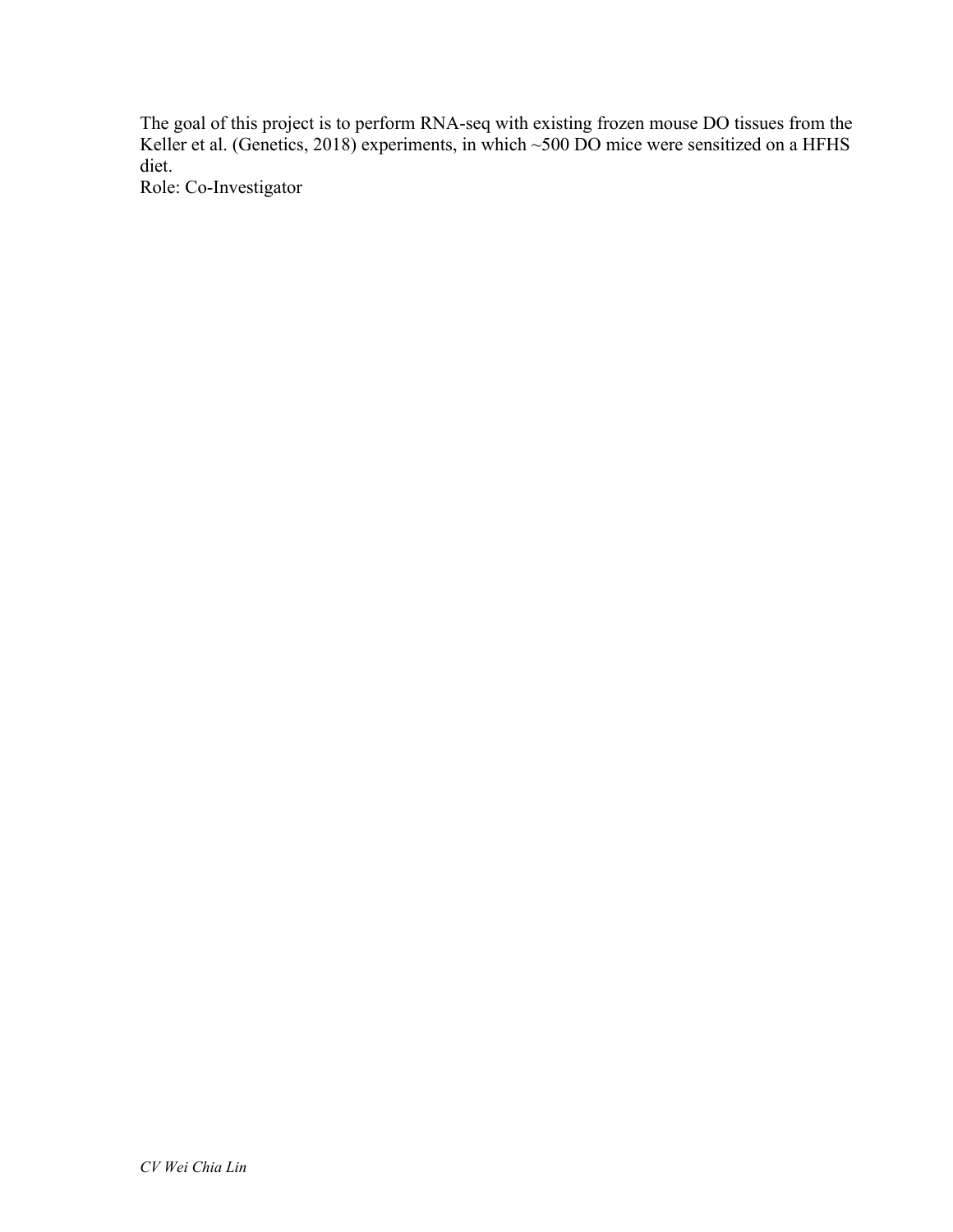The goal of this project is to perform RNA-seq with existing frozen mouse DO tissues from the Keller et al. (Genetics, 2018) experiments, in which ~500 DO mice were sensitized on a HFHS diet.
Role: Co-Investigator